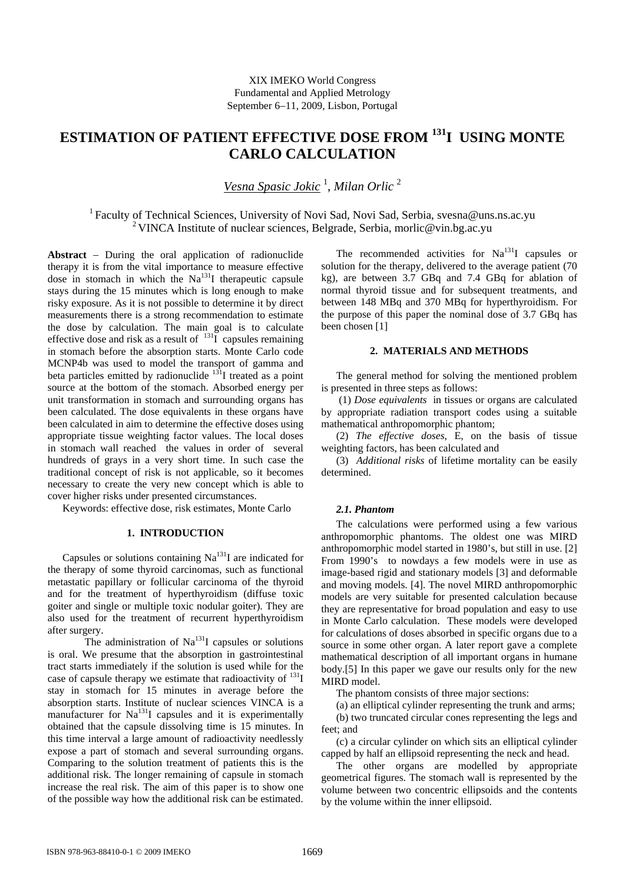XIX IMEKO World Congress
Fundamental and Applied Metrology
September 6–11, 2009, Lisbon, Portugal

# ESTIMATION OF PATIENT EFFECTIVE DOSE FROM $^{131}$I USING MONTE CARLO CALCULATION

*Vesna Spasic Jokic* [1], *Milan Orlic* [2]

[1] Faculty of Technical Sciences, University of Novi Sad, Novi Sad, Serbia, svesna@uns.ns.ac.yu
[2] VINCA Institute of nuclear sciences, Belgrade, Serbia, morlic@vin.bg.ac.yu

**Abstract** – During the oral application of radionuclide therapy it is from the vital importance to measure effective dose in stomach in which the Na$^{131}$I therapeutic capsule stays during the 15 minutes which is long enough to make risky exposure. As it is not possible to determine it by direct measurements there is a strong recommendation to estimate the dose by calculation. The main goal is to calculate effective dose and risk as a result of $^{131}$I capsules remaining in stomach before the absorption starts. Monte Carlo code MCNP4b was used to model the transport of gamma and beta particles emitted by radionuclide $^{131}$I treated as a point source at the bottom of the stomach. Absorbed energy per unit transformation in stomach and surrounding organs has been calculated. The dose equivalents in these organs have been calculated in aim to determine the effective doses using appropriate tissue weighting factor values. The local doses in stomach wall reached the values in order of several hundreds of grays in a very short time. In such case the traditional concept of risk is not applicable, so it becomes necessary to create the very new concept which is able to cover higher risks under presented circumstances.

Keywords: effective dose, risk estimates, Monte Carlo

## 1. INTRODUCTION

Capsules or solutions containing Na$^{131}$I are indicated for the therapy of some thyroid carcinomas, such as functional metastatic papillary or follicular carcinoma of the thyroid and for the treatment of hyperthyroidism (diffuse toxic goiter and single or multiple toxic nodular goiter). They are also used for the treatment of recurrent hyperthyroidism after surgery.

The administration of Na$^{131}$I capsules or solutions is oral. We presume that the absorption in gastrointestinal tract starts immediately if the solution is used while for the case of capsule therapy we estimate that radioactivity of $^{131}$I stay in stomach for 15 minutes in average before the absorption starts. Institute of nuclear sciences VINCA is a manufacturer for Na$^{131}$I capsules and it is experimentally obtained that the capsule dissolving time is 15 minutes. In this time interval a large amount of radioactivity needlessly expose a part of stomach and several surrounding organs. Comparing to the solution treatment of patients this is the additional risk. The longer remaining of capsule in stomach increase the real risk. The aim of this paper is to show one of the possible way how the additional risk can be estimated.

The recommended activities for Na$^{131}$I capsules or solution for the therapy, delivered to the average patient (70 kg), are between 3.7 GBq and 7.4 GBq for ablation of normal thyroid tissue and for subsequent treatments, and between 148 MBq and 370 MBq for hyperthyroidism. For the purpose of this paper the nominal dose of 3.7 GBq has been chosen [1]

## 2. MATERIALS AND METHODS

The general method for solving the mentioned problem is presented in three steps as follows:

(1) *Dose equivalents* in tissues or organs are calculated by appropriate radiation transport codes using a suitable mathematical anthropomorphic phantom;

(2) *The effective doses,* E, on the basis of tissue weighting factors, has been calculated and

(3) *Additional risks* of lifetime mortality can be easily determined.

### *2.1. Phantom*

The calculations were performed using a few various anthropomorphic phantoms. The oldest one was MIRD anthropomorphic model started in 1980's, but still in use. [2] From 1990's to nowdays a few models were in use as image-based rigid and stationary models [3] and deformable and moving models. [4]. The novel MIRD anthropomorphic models are very suitable for presented calculation because they are representative for broad population and easy to use in Monte Carlo calculation. These models were developed for calculations of doses absorbed in specific organs due to a source in some other organ. A later report gave a complete mathematical description of all important organs in humane body.[5] In this paper we gave our results only for the new MIRD model.

The phantom consists of three major sections:

(a) an elliptical cylinder representing the trunk and arms;

(b) two truncated circular cones representing the legs and feet; and

(c) a circular cylinder on which sits an elliptical cylinder capped by half an ellipsoid representing the neck and head.

The other organs are modelled by appropriate geometrical figures. The stomach wall is represented by the volume between two concentric ellipsoids and the contents by the volume within the inner ellipsoid.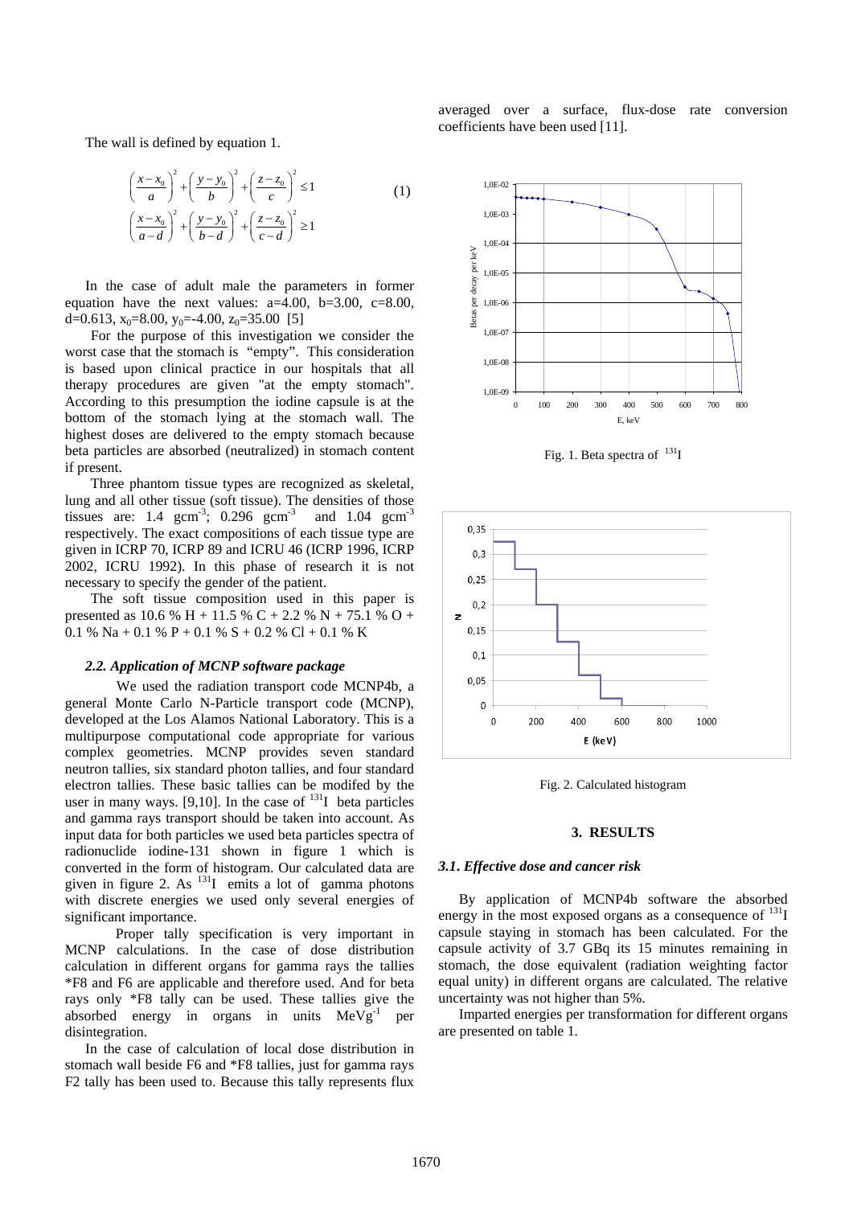The wall is defined by equation 1.

$$\left(\frac{x-x_0}{a}\right)^2+\left(\frac{y-y_0}{b}\right)^2+\left(\frac{z-z_0}{c}\right)^2\leq 1 \qquad (1)$$
$$\left(\frac{x-x_0}{a-d}\right)^2+\left(\frac{y-y_0}{b-d}\right)^2+\left(\frac{z-z_0}{c-d}\right)^2\geq 1$$

In the case of adult male the parameters in former equation have the next values: a=4.00, b=3.00, c=8.00, d=0.613, $x_0$=8.00, $y_0$=-4.00, $z_0$=35.00 [5]

For the purpose of this investigation we consider the worst case that the stomach is "empty". This consideration is based upon clinical practice in our hospitals that all therapy procedures are given "at the empty stomach". According to this presumption the iodine capsule is at the bottom of the stomach lying at the stomach wall. The highest doses are delivered to the empty stomach because beta particles are absorbed (neutralized) in stomach content if present.

Three phantom tissue types are recognized as skeletal, lung and all other tissue (soft tissue). The densities of those tissues are: 1.4 $gcm^{-3}$; 0.296 $gcm^{-3}$ and 1.04 $gcm^{-3}$ respectively. The exact compositions of each tissue type are given in ICRP 70, ICRP 89 and ICRU 46 (ICRP 1996, ICRP 2002, ICRU 1992). In this phase of research it is not necessary to specify the gender of the patient.

The soft tissue composition used in this paper is presented as 10.6 % H + 11.5 % C + 2.2 % N + 75.1 % O + 0.1 % Na + 0.1 % P + 0.1 % S + 0.2 % Cl + 0.1 % K

### 2.2. Application of MCNP software package

We used the radiation transport code MCNP4b, a general Monte Carlo N-Particle transport code (MCNP), developed at the Los Alamos National Laboratory. This is a multipurpose computational code appropriate for various complex geometries. MCNP provides seven standard neutron tallies, six standard photon tallies, and four standard electron tallies. These basic tallies can be modifed by the user in many ways. [9,10]. In the case of $^{131}$I beta particles and gamma rays transport should be taken into account. As input data for both particles we used beta particles spectra of radionuclide iodine-131 shown in figure 1 which is converted in the form of histogram. Our calculated data are given in figure 2. As $^{131}$I emits a lot of gamma photons with discrete energies we used only several energies of significant importance.

Proper tally specification is very important in MCNP calculations. In the case of dose distribution calculation in different organs for gamma rays the tallies *F8 and F6 are applicable and therefore used. And for beta rays only *F8 tally can be used. These tallies give the absorbed energy in organs in units $MeVg^{-1}$ per disintegration.

In the case of calculation of local dose distribution in stomach wall beside F6 and *F8 tallies, just for gamma rays F2 tally has been used to. Because this tally represents flux averaged over a surface, flux-dose rate conversion coefficients have been used [11].

Fig. 1. Beta spectra of $^{131}$I

Fig. 2. Calculated histogram

## 3. RESULTS

### 3.1. Effective dose and cancer risk

By application of MCNP4b software the absorbed energy in the most exposed organs as a consequence of $^{131}$I capsule staying in stomach has been calculated. For the capsule activity of 3.7 GBq its 15 minutes remaining in stomach, the dose equivalent (radiation weighting factor equal unity) in different organs are calculated. The relative uncertainty was not higher than 5%.

Imparted energies per transformation for different organs are presented on table 1.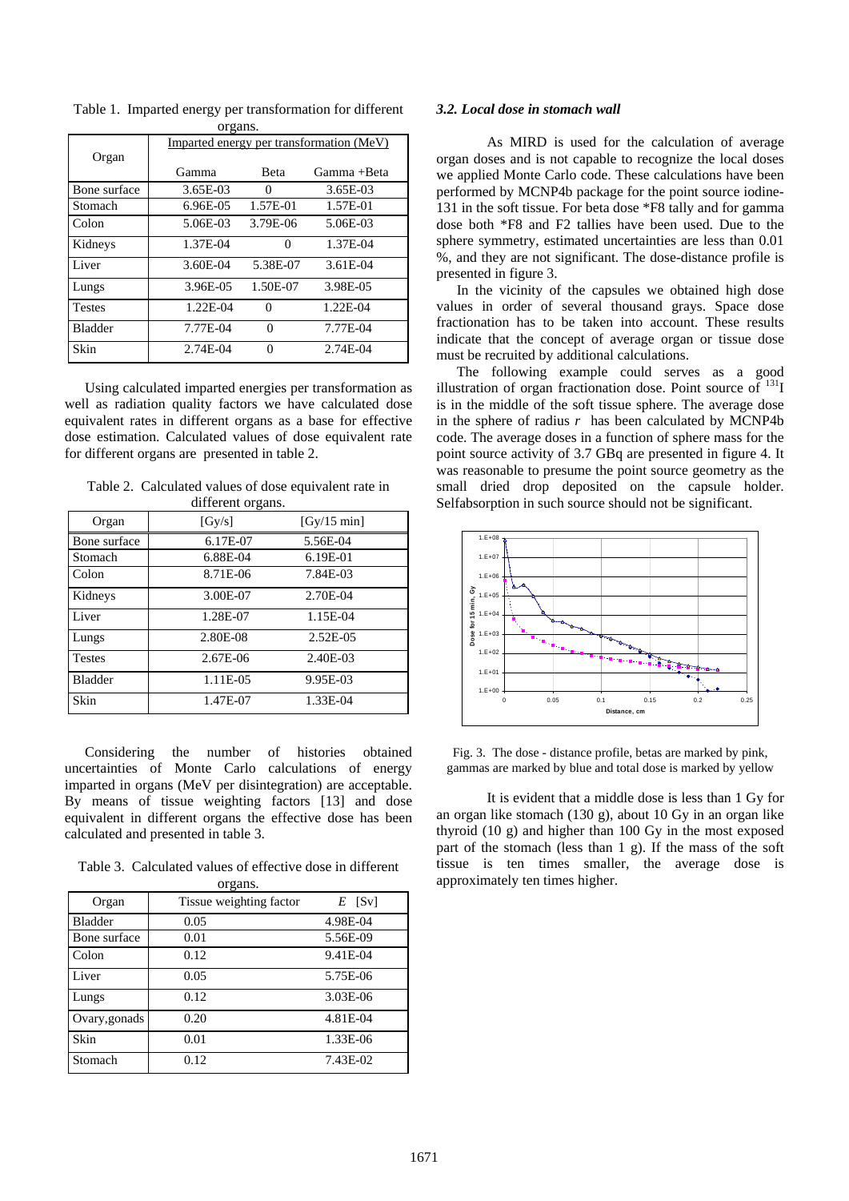Table 1. Imparted energy per transformation for different organs.

| Organ | Imparted energy per transformation (MeV) | | |
|---|---|---|---|
| | Gamma | Beta | Gamma +Beta |
| Bone surface | 3.65E-03 | 0 | 3.65E-03 |
| Stomach | 6.96E-05 | 1.57E-01 | 1.57E-01 |
| Colon | 5.06E-03 | 3.79E-06 | 5.06E-03 |
| Kidneys | 1.37E-04 | 0 | 1.37E-04 |
| Liver | 3.60E-04 | 5.38E-07 | 3.61E-04 |
| Lungs | 3.96E-05 | 1.50E-07 | 3.98E-05 |
| Testes | 1.22E-04 | 0 | 1.22E-04 |
| Bladder | 7.77E-04 | 0 | 7.77E-04 |
| Skin | 2.74E-04 | 0 | 2.74E-04 |

Using calculated imparted energies per transformation as well as radiation quality factors we have calculated dose equivalent rates in different organs as a base for effective dose estimation. Calculated values of dose equivalent rate for different organs are presented in table 2.

Table 2. Calculated values of dose equivalent rate in different organs.

| Organ | [Gy/s] | [Gy/15 min] |
|---|---|---|
| Bone surface | 6.17E-07 | 5.56E-04 |
| Stomach | 6.88E-04 | 6.19E-01 |
| Colon | 8.71E-06 | 7.84E-03 |
| Kidneys | 3.00E-07 | 2.70E-04 |
| Liver | 1.28E-07 | 1.15E-04 |
| Lungs | 2.80E-08 | 2.52E-05 |
| Testes | 2.67E-06 | 2.40E-03 |
| Bladder | 1.11E-05 | 9.95E-03 |
| Skin | 1.47E-07 | 1.33E-04 |

Considering the number of histories obtained uncertainties of Monte Carlo calculations of energy imparted in organs (MeV per disintegration) are acceptable. By means of tissue weighting factors [13] and dose equivalent in different organs the effective dose has been calculated and presented in table 3.

Table 3. Calculated values of effective dose in different organs.

| Organ | Tissue weighting factor | $E$ [Sv] |
|---|---|---|
| Bladder | 0.05 | 4.98E-04 |
| Bone surface | 0.01 | 5.56E-09 |
| Colon | 0.12 | 9.41E-04 |
| Liver | 0.05 | 5.75E-06 |
| Lungs | 0.12 | 3.03E-06 |
| Ovary,gonads | 0.20 | 4.81E-04 |
| Skin | 0.01 | 1.33E-06 |
| Stomach | 0.12 | 7.43E-02 |

### *3.2. Local dose in stomach wall*

As MIRD is used for the calculation of average organ doses and is not capable to recognize the local doses we applied Monte Carlo code. These calculations have been performed by MCNP4b package for the point source iodine-131 in the soft tissue. For beta dose *F8 tally and for gamma dose both *F8 and F2 tallies have been used. Due to the sphere symmetry, estimated uncertainties are less than 0.01 %, and they are not significant. The dose-distance profile is presented in figure 3.

In the vicinity of the capsules we obtained high dose values in order of several thousand grays. Space dose fractionation has to be taken into account. These results indicate that the concept of average organ or tissue dose must be recruited by additional calculations.

The following example could serves as a good illustration of organ fractionation dose. Point source of $^{131}I$ is in the middle of the soft tissue sphere. The average dose in the sphere of radius $r$ has been calculated by MCNP4b code. The average doses in a function of sphere mass for the point source activity of 3.7 GBq are presented in figure 4. It was reasonable to presume the point source geometry as the small dried drop deposited on the capsule holder. Selfabsorption in such source should not be significant.

Fig. 3. The dose - distance profile, betas are marked by pink, gammas are marked by blue and total dose is marked by yellow

It is evident that a middle dose is less than 1 Gy for an organ like stomach (130 g), about 10 Gy in an organ like thyroid (10 g) and higher than 100 Gy in the most exposed part of the stomach (less than 1 g). If the mass of the soft tissue is ten times smaller, the average dose is approximately ten times higher.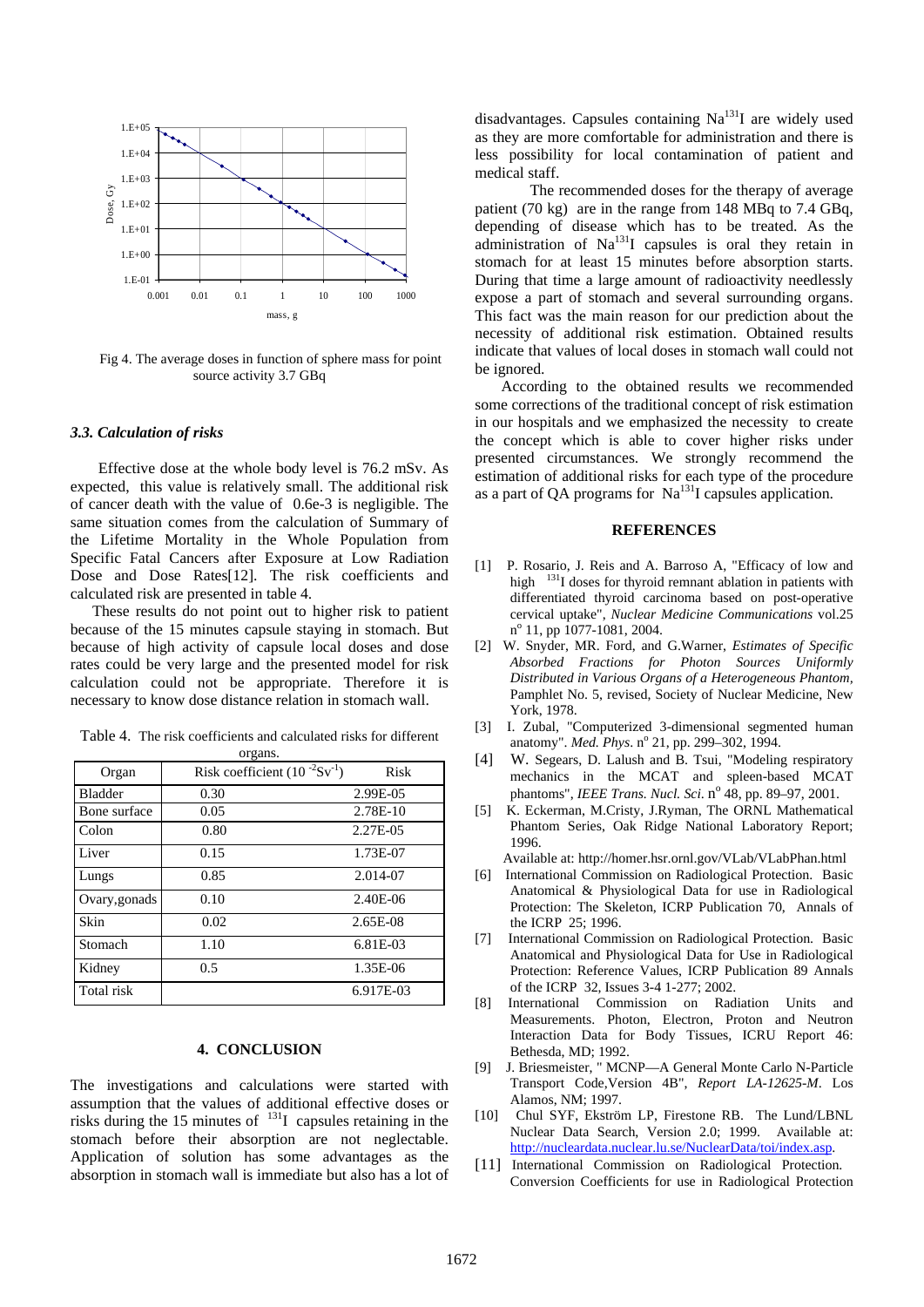Fig 4. The average doses in function of sphere mass for point source activity 3.7 GBq

### *3.3. Calculation of risks*

Effective dose at the whole body level is 76.2 mSv. As expected, this value is relatively small. The additional risk of cancer death with the value of 0.6e-3 is negligible. The same situation comes from the calculation of Summary of the Lifetime Mortality in the Whole Population from Specific Fatal Cancers after Exposure at Low Radiation Dose and Dose Rates[12]. The risk coefficients and calculated risk are presented in table 4.

These results do not point out to higher risk to patient because of the 15 minutes capsule staying in stomach. But because of high activity of capsule local doses and dose rates could be very large and the presented model for risk calculation could not be appropriate. Therefore it is necessary to know dose distance relation in stomach wall.

Table 4. The risk coefficients and calculated risks for different organs.

| Organ | Risk coefficient ($10^{-2}Sv^{-1}$) | Risk |
|---|---|---|
| Bladder | 0.30 | 2.99E-05 |
| Bone surface | 0.05 | 2.78E-10 |
| Colon | 0.80 | 2.27E-05 |
| Liver | 0.15 | 1.73E-07 |
| Lungs | 0.85 | 2.014-07 |
| Ovary,gonads | 0.10 | 2.40E-06 |
| Skin | 0.02 | 2.65E-08 |
| Stomach | 1.10 | 6.81E-03 |
| Kidney | 0.5 | 1.35E-06 |
| Total risk | | 6.917E-03 |

## 4. CONCLUSION

The investigations and calculations were started with assumption that the values of additional effective doses or risks during the 15 minutes of $^{131}I$ capsules retaining in the stomach before their absorption are not neglectable. Application of solution has some advantages as the absorption in stomach wall is immediate but also has a lot of disadvantages. Capsules containing $Na^{131}I$ are widely used as they are more comfortable for administration and there is less possibility for local contamination of patient and medical staff.

The recommended doses for the therapy of average patient (70 kg) are in the range from 148 MBq to 7.4 GBq, depending of disease which has to be treated. As the administration of $Na^{131}I$ capsules is oral they retain in stomach for at least 15 minutes before absorption starts. During that time a large amount of radioactivity needlessly expose a part of stomach and several surrounding organs. This fact was the main reason for our prediction about the necessity of additional risk estimation. Obtained results indicate that values of local doses in stomach wall could not be ignored.

According to the obtained results we recommended some corrections of the traditional concept of risk estimation in our hospitals and we emphasized the necessity to create the concept which is able to cover higher risks under presented circumstances. We strongly recommend the estimation of additional risks for each type of the procedure as a part of QA programs for $Na^{131}I$ capsules application.

## REFERENCES

[1] P. Rosario, J. Reis and A. Barroso A, "Efficacy of low and high $^{131}I$ doses for thyroid remnant ablation in patients with differentiated thyroid carcinoma based on post-operative cervical uptake", *Nuclear Medicine Communications* vol.25 n° 11, pp 1077-1081, 2004.

[2] W. Snyder, MR. Ford, and G.Warner, *Estimates of Specific Absorbed Fractions for Photon Sources Uniformly Distributed in Various Organs of a Heterogeneous Phantom*, Pamphlet No. 5, revised, Society of Nuclear Medicine, New York, 1978.

[3] I. Zubal, "Computerized 3-dimensional segmented human anatomy". *Med. Phys*. n° 21, pp. 299–302, 1994.

[4] W. Segears, D. Lalush and B. Tsui, "Modeling respiratory mechanics in the MCAT and spleen-based MCAT phantoms", *IEEE Trans. Nucl. Sci*. n° 48, pp. 89–97, 2001.

[5] K. Eckerman, M.Cristy, J.Ryman, The ORNL Mathematical Phantom Series, Oak Ridge National Laboratory Report; 1996.
Available at: http://homer.hsr.ornl.gov/VLab/VLabPhan.html

[6] International Commission on Radiological Protection. Basic Anatomical & Physiological Data for use in Radiological Protection: The Skeleton, ICRP Publication 70, Annals of the ICRP 25; 1996.

[7] International Commission on Radiological Protection. Basic Anatomical and Physiological Data for Use in Radiological Protection: Reference Values, ICRP Publication 89 Annals of the ICRP 32, Issues 3-4 1-277; 2002.

[8] International Commission on Radiation Units and Measurements. Photon, Electron, Proton and Neutron Interaction Data for Body Tissues, ICRU Report 46: Bethesda, MD; 1992.

[9] J. Briesmeister, " MCNP—A General Monte Carlo N-Particle Transport Code,Version 4B", *Report LA-12625-M*. Los Alamos, NM; 1997.

[10] Chul SYF, Ekström LP, Firestone RB. The Lund/LBNL Nuclear Data Search, Version 2.0; 1999. Available at: http://nucleardata.nuclear.lu.se/NuclearData/toi/index.asp.

[11] International Commission on Radiological Protection. Conversion Coefficients for use in Radiological Protection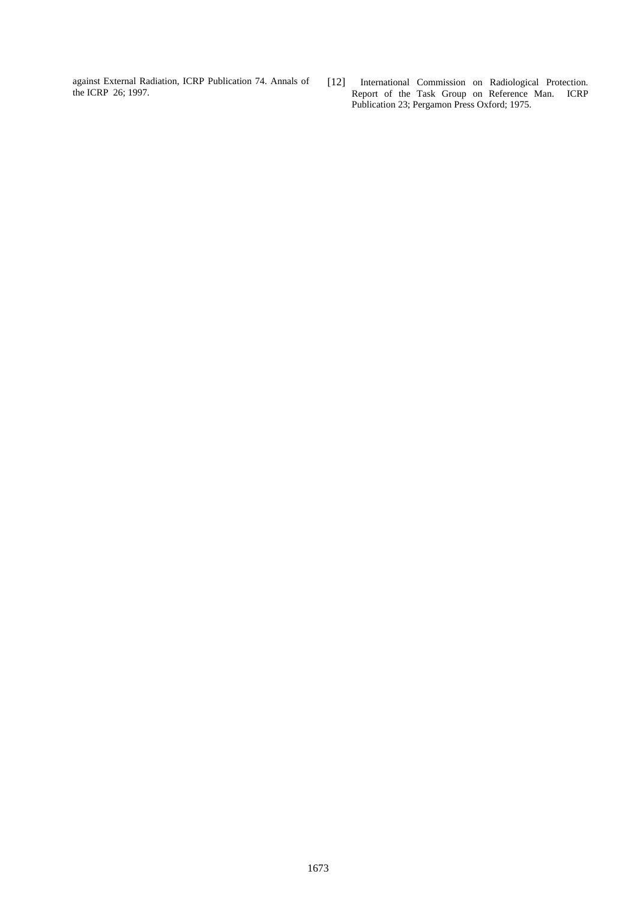against External Radiation, ICRP Publication 74. Annals of the ICRP 26; 1997.

[12] International Commission on Radiological Protection. Report of the Task Group on Reference Man. ICRP Publication 23; Pergamon Press Oxford; 1975.